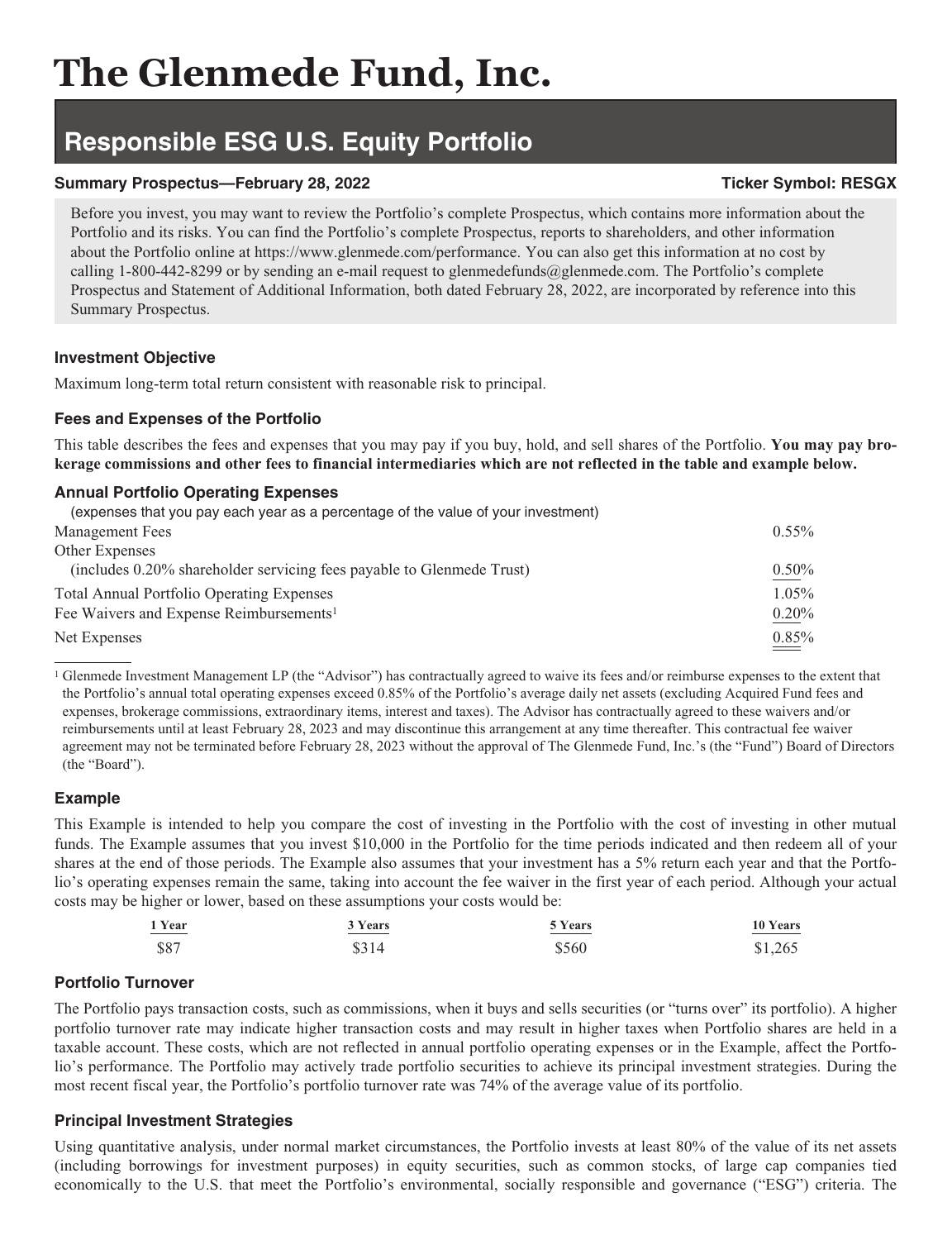# The Glenmede Fund, Inc.

## Responsible ESG U.S. Equity Portfolio

**Summary Prospectus—February 28, 2022** **Ticker Symbol: RESGX**

Before you invest, you may want to review the Portfolio's complete Prospectus, which contains more information about the Portfolio and its risks. You can find the Portfolio's complete Prospectus, reports to shareholders, and other information about the Portfolio online at https://www.glenmede.com/performance. You can also get this information at no cost by calling 1-800-442-8299 or by sending an e-mail request to glenmedefunds@glenmede.com. The Portfolio's complete Prospectus and Statement of Additional Information, both dated February 28, 2022, are incorporated by reference into this Summary Prospectus.

### Investment Objective

Maximum long-term total return consistent with reasonable risk to principal.

### Fees and Expenses of the Portfolio

This table describes the fees and expenses that you may pay if you buy, hold, and sell shares of the Portfolio. **You may pay brokerage commissions and other fees to financial intermediaries which are not reflected in the table and example below.**

### Annual Portfolio Operating Expenses

(expenses that you pay each year as a percentage of the value of your investment)

| | |
|---|---|
| Management Fees | 0.55% |
| Other Expenses (includes 0.20% shareholder servicing fees payable to Glenmede Trust) | 0.50% |
| Total Annual Portfolio Operating Expenses | 1.05% |
| Fee Waivers and Expense Reimbursements[1] | 0.20% |
| Net Expenses | 0.85% |

[1] Glenmede Investment Management LP (the "Advisor") has contractually agreed to waive its fees and/or reimburse expenses to the extent that the Portfolio's annual total operating expenses exceed 0.85% of the Portfolio's average daily net assets (excluding Acquired Fund fees and expenses, brokerage commissions, extraordinary items, interest and taxes). The Advisor has contractually agreed to these waivers and/or reimbursements until at least February 28, 2023 and may discontinue this arrangement at any time thereafter. This contractual fee waiver agreement may not be terminated before February 28, 2023 without the approval of The Glenmede Fund, Inc.'s (the "Fund") Board of Directors (the "Board").

### Example

This Example is intended to help you compare the cost of investing in the Portfolio with the cost of investing in other mutual funds. The Example assumes that you invest $10,000 in the Portfolio for the time periods indicated and then redeem all of your shares at the end of those periods. The Example also assumes that your investment has a 5% return each year and that the Portfolio's operating expenses remain the same, taking into account the fee waiver in the first year of each period. Although your actual costs may be higher or lower, based on these assumptions your costs would be:

| 1 Year | 3 Years | 5 Years | 10 Years |
|---|---|---|---|
| $87 | $314 | $560 | $1,265 |

### Portfolio Turnover

The Portfolio pays transaction costs, such as commissions, when it buys and sells securities (or "turns over" its portfolio). A higher portfolio turnover rate may indicate higher transaction costs and may result in higher taxes when Portfolio shares are held in a taxable account. These costs, which are not reflected in annual portfolio operating expenses or in the Example, affect the Portfolio's performance. The Portfolio may actively trade portfolio securities to achieve its principal investment strategies. During the most recent fiscal year, the Portfolio's portfolio turnover rate was 74% of the average value of its portfolio.

### Principal Investment Strategies

Using quantitative analysis, under normal market circumstances, the Portfolio invests at least 80% of the value of its net assets (including borrowings for investment purposes) in equity securities, such as common stocks, of large cap companies tied economically to the U.S. that meet the Portfolio's environmental, socially responsible and governance ("ESG") criteria. The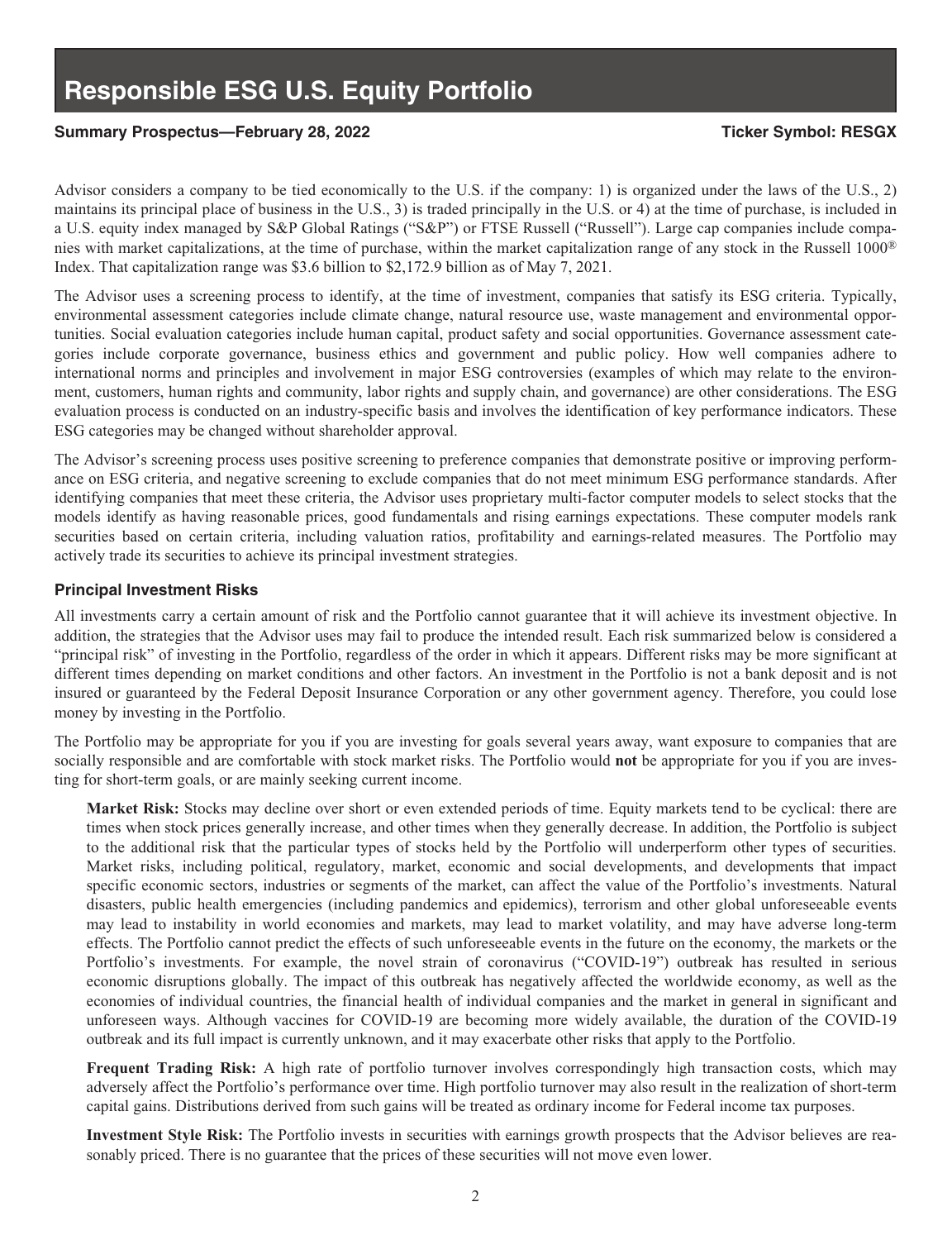Advisor considers a company to be tied economically to the U.S. if the company: 1) is organized under the laws of the U.S., 2) maintains its principal place of business in the U.S., 3) is traded principally in the U.S. or 4) at the time of purchase, is included in a U.S. equity index managed by S&P Global Ratings ("S&P") or FTSE Russell ("Russell"). Large cap companies include companies with market capitalizations, at the time of purchase, within the market capitalization range of any stock in the Russell 1000® Index. That capitalization range was $3.6 billion to $2,172.9 billion as of May 7, 2021.

The Advisor uses a screening process to identify, at the time of investment, companies that satisfy its ESG criteria. Typically, environmental assessment categories include climate change, natural resource use, waste management and environmental opportunities. Social evaluation categories include human capital, product safety and social opportunities. Governance assessment categories include corporate governance, business ethics and government and public policy. How well companies adhere to international norms and principles and involvement in major ESG controversies (examples of which may relate to the environment, customers, human rights and community, labor rights and supply chain, and governance) are other considerations. The ESG evaluation process is conducted on an industry-specific basis and involves the identification of key performance indicators. These ESG categories may be changed without shareholder approval.

The Advisor's screening process uses positive screening to preference companies that demonstrate positive or improving performance on ESG criteria, and negative screening to exclude companies that do not meet minimum ESG performance standards. After identifying companies that meet these criteria, the Advisor uses proprietary multi-factor computer models to select stocks that the models identify as having reasonable prices, good fundamentals and rising earnings expectations. These computer models rank securities based on certain criteria, including valuation ratios, profitability and earnings-related measures. The Portfolio may actively trade its securities to achieve its principal investment strategies.

### Principal Investment Risks

All investments carry a certain amount of risk and the Portfolio cannot guarantee that it will achieve its investment objective. In addition, the strategies that the Advisor uses may fail to produce the intended result. Each risk summarized below is considered a "principal risk" of investing in the Portfolio, regardless of the order in which it appears. Different risks may be more significant at different times depending on market conditions and other factors. An investment in the Portfolio is not a bank deposit and is not insured or guaranteed by the Federal Deposit Insurance Corporation or any other government agency. Therefore, you could lose money by investing in the Portfolio.

The Portfolio may be appropriate for you if you are investing for goals several years away, want exposure to companies that are socially responsible and are comfortable with stock market risks. The Portfolio would **not** be appropriate for you if you are investing for short-term goals, or are mainly seeking current income.

**Market Risk:** Stocks may decline over short or even extended periods of time. Equity markets tend to be cyclical: there are times when stock prices generally increase, and other times when they generally decrease. In addition, the Portfolio is subject to the additional risk that the particular types of stocks held by the Portfolio will underperform other types of securities. Market risks, including political, regulatory, market, economic and social developments, and developments that impact specific economic sectors, industries or segments of the market, can affect the value of the Portfolio's investments. Natural disasters, public health emergencies (including pandemics and epidemics), terrorism and other global unforeseeable events may lead to instability in world economies and markets, may lead to market volatility, and may have adverse long-term effects. The Portfolio cannot predict the effects of such unforeseeable events in the future on the economy, the markets or the Portfolio's investments. For example, the novel strain of coronavirus ("COVID-19") outbreak has resulted in serious economic disruptions globally. The impact of this outbreak has negatively affected the worldwide economy, as well as the economies of individual countries, the financial health of individual companies and the market in general in significant and unforeseen ways. Although vaccines for COVID-19 are becoming more widely available, the duration of the COVID-19 outbreak and its full impact is currently unknown, and it may exacerbate other risks that apply to the Portfolio.

**Frequent Trading Risk:** A high rate of portfolio turnover involves correspondingly high transaction costs, which may adversely affect the Portfolio's performance over time. High portfolio turnover may also result in the realization of short-term capital gains. Distributions derived from such gains will be treated as ordinary income for Federal income tax purposes.

**Investment Style Risk:** The Portfolio invests in securities with earnings growth prospects that the Advisor believes are reasonably priced. There is no guarantee that the prices of these securities will not move even lower.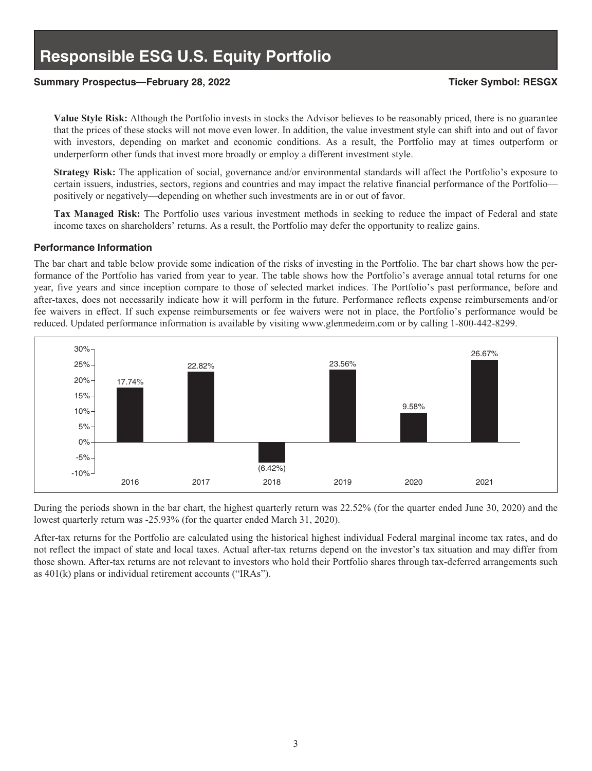**Value Style Risk:** Although the Portfolio invests in stocks the Advisor believes to be reasonably priced, there is no guarantee that the prices of these stocks will not move even lower. In addition, the value investment style can shift into and out of favor with investors, depending on market and economic conditions. As a result, the Portfolio may at times outperform or underperform other funds that invest more broadly or employ a different investment style.

**Strategy Risk:** The application of social, governance and/or environmental standards will affect the Portfolio's exposure to certain issuers, industries, sectors, regions and countries and may impact the relative financial performance of the Portfolio—positively or negatively—depending on whether such investments are in or out of favor.

**Tax Managed Risk:** The Portfolio uses various investment methods in seeking to reduce the impact of Federal and state income taxes on shareholders' returns. As a result, the Portfolio may defer the opportunity to realize gains.

### Performance Information

The bar chart and table below provide some indication of the risks of investing in the Portfolio. The bar chart shows how the performance of the Portfolio has varied from year to year. The table shows how the Portfolio's average annual total returns for one year, five years and since inception compare to those of selected market indices. The Portfolio's past performance, before and after-taxes, does not necessarily indicate how it will perform in the future. Performance reflects expense reimbursements and/or fee waivers in effect. If such expense reimbursements or fee waivers were not in place, the Portfolio's performance would be reduced. Updated performance information is available by visiting www.glenmedeim.com or by calling 1-800-442-8299.

| 2016 | 2017 | 2018 | 2019 | 2020 | 2021 |
|---|---|---|---|---|---|
| 17.74% | 22.82% | (6.42%) | 23.56% | 9.58% | 26.67% |

During the periods shown in the bar chart, the highest quarterly return was 22.52% (for the quarter ended June 30, 2020) and the lowest quarterly return was -25.93% (for the quarter ended March 31, 2020).

After-tax returns for the Portfolio are calculated using the historical highest individual Federal marginal income tax rates, and do not reflect the impact of state and local taxes. Actual after-tax returns depend on the investor's tax situation and may differ from those shown. After-tax returns are not relevant to investors who hold their Portfolio shares through tax-deferred arrangements such as 401(k) plans or individual retirement accounts ("IRAs").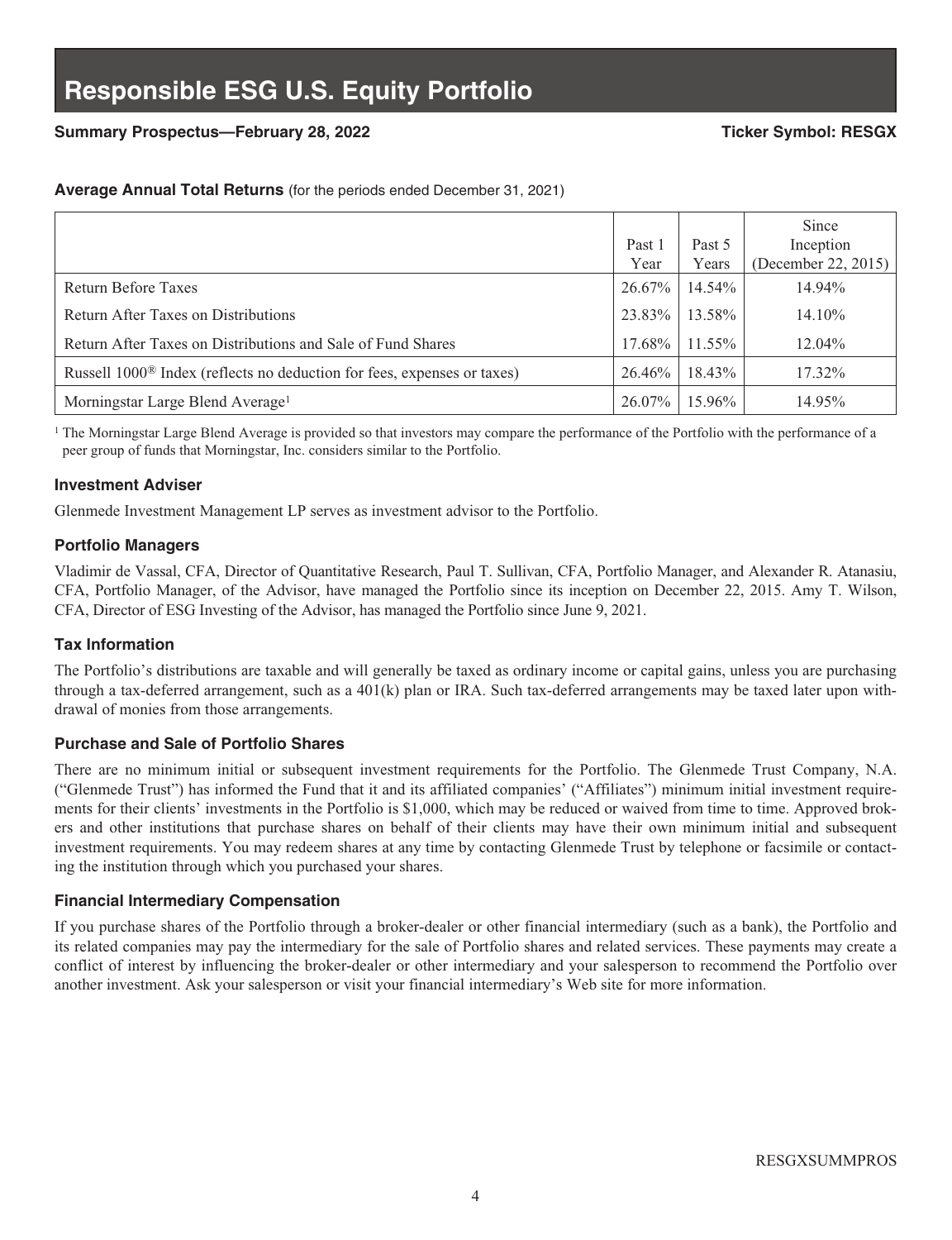# Responsible ESG U.S. Equity Portfolio

**Summary Prospectus—February 28, 2022** **Ticker Symbol: RESGX**

**Average Annual Total Returns** (for the periods ended December 31, 2021)

| | Past 1 Year | Past 5 Years | Since Inception (December 22, 2015) |
|---|---|---|---|
| Return Before Taxes | 26.67% | 14.54% | 14.94% |
| Return After Taxes on Distributions | 23.83% | 13.58% | 14.10% |
| Return After Taxes on Distributions and Sale of Fund Shares | 17.68% | 11.55% | 12.04% |
| Russell 1000® Index (reflects no deduction for fees, expenses or taxes) | 26.46% | 18.43% | 17.32% |
| Morningstar Large Blend Average[1] | 26.07% | 15.96% | 14.95% |

[1] The Morningstar Large Blend Average is provided so that investors may compare the performance of the Portfolio with the performance of a peer group of funds that Morningstar, Inc. considers similar to the Portfolio.

### Investment Adviser

Glenmede Investment Management LP serves as investment advisor to the Portfolio.

### Portfolio Managers

Vladimir de Vassal, CFA, Director of Quantitative Research, Paul T. Sullivan, CFA, Portfolio Manager, and Alexander R. Atanasiu, CFA, Portfolio Manager, of the Advisor, have managed the Portfolio since its inception on December 22, 2015. Amy T. Wilson, CFA, Director of ESG Investing of the Advisor, has managed the Portfolio since June 9, 2021.

### Tax Information

The Portfolio's distributions are taxable and will generally be taxed as ordinary income or capital gains, unless you are purchasing through a tax-deferred arrangement, such as a 401(k) plan or IRA. Such tax-deferred arrangements may be taxed later upon withdrawal of monies from those arrangements.

### Purchase and Sale of Portfolio Shares

There are no minimum initial or subsequent investment requirements for the Portfolio. The Glenmede Trust Company, N.A. ("Glenmede Trust") has informed the Fund that it and its affiliated companies' ("Affiliates") minimum initial investment requirements for their clients' investments in the Portfolio is $1,000, which may be reduced or waived from time to time. Approved brokers and other institutions that purchase shares on behalf of their clients may have their own minimum initial and subsequent investment requirements. You may redeem shares at any time by contacting Glenmede Trust by telephone or facsimile or contacting the institution through which you purchased your shares.

### Financial Intermediary Compensation

If you purchase shares of the Portfolio through a broker-dealer or other financial intermediary (such as a bank), the Portfolio and its related companies may pay the intermediary for the sale of Portfolio shares and related services. These payments may create a conflict of interest by influencing the broker-dealer or other intermediary and your salesperson to recommend the Portfolio over another investment. Ask your salesperson or visit your financial intermediary's Web site for more information.

RESGXSUMMPROS